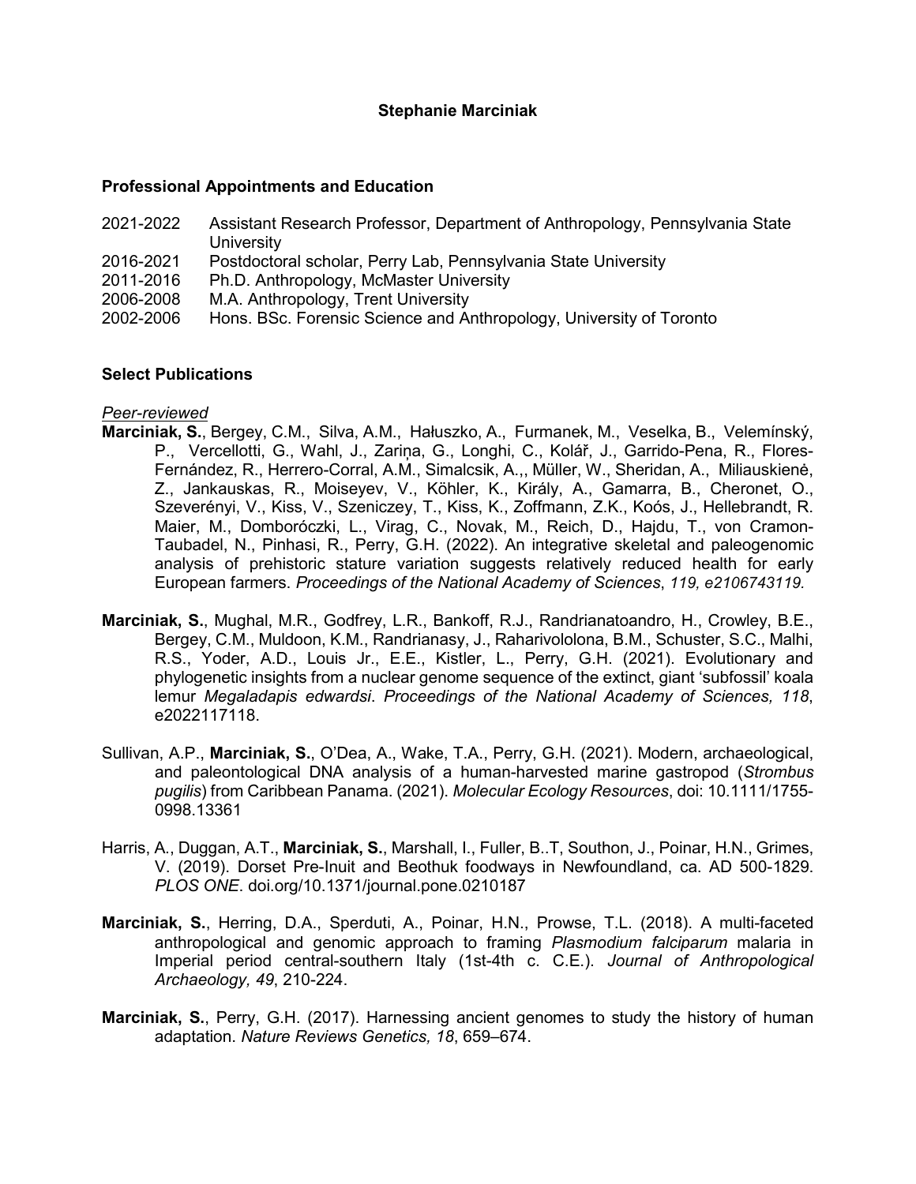**Stephanie Marciniak**

## Professional Appointments and Education

2021-2022 Assistant Research Professor, Department of Anthropology, Pennsylvania State University
2016-2021 Postdoctoral scholar, Perry Lab, Pennsylvania State University
2011-2016 Ph.D. Anthropology, McMaster University
2006-2008 M.A. Anthropology, Trent University
2002-2006 Hons. BSc. Forensic Science and Anthropology, University of Toronto

## Select Publications

*Peer-reviewed*

**Marciniak, S.**, Bergey, C.M., Silva, A.M., Hałuszko, A., Furmanek, M., Veselka, B., Velemínský, P., Vercellotti, G., Wahl, J., Zariņa, G., Longhi, C., Kolář, J., Garrido-Pena, R., Flores-Fernández, R., Herrero-Corral, A.M., Simalcsik, A.,, Müller, W., Sheridan, A., Miliauskienė, Z., Jankauskas, R., Moiseyev, V., Köhler, K., Király, A., Gamarra, B., Cheronet, O., Szeverényi, V., Kiss, V., Szeniczey, T., Kiss, K., Zoffmann, Z.K., Koós, J., Hellebrandt, R. Maier, M., Domboróczki, L., Virag, C., Novak, M., Reich, D., Hajdu, T., von Cramon-Taubadel, N., Pinhasi, R., Perry, G.H. (2022). An integrative skeletal and paleogenomic analysis of prehistoric stature variation suggests relatively reduced health for early European farmers. *Proceedings of the National Academy of Sciences*, *119, e2106743119.*

**Marciniak, S.**, Mughal, M.R., Godfrey, L.R., Bankoff, R.J., Randrianatoandro, H., Crowley, B.E., Bergey, C.M., Muldoon, K.M., Randrianasy, J., Raharivololona, B.M., Schuster, S.C., Malhi, R.S., Yoder, A.D., Louis Jr., E.E., Kistler, L., Perry, G.H. (2021). Evolutionary and phylogenetic insights from a nuclear genome sequence of the extinct, giant 'subfossil' koala lemur *Megaladapis edwardsi*. *Proceedings of the National Academy of Sciences, 118*, e2022117118.

Sullivan, A.P., **Marciniak, S.**, O'Dea, A., Wake, T.A., Perry, G.H. (2021). Modern, archaeological, and paleontological DNA analysis of a human-harvested marine gastropod (*Strombus pugilis*) from Caribbean Panama. (2021). *Molecular Ecology Resources*, doi: 10.1111/1755-0998.13361

Harris, A., Duggan, A.T., **Marciniak, S.**, Marshall, I., Fuller, B..T, Southon, J., Poinar, H.N., Grimes, V. (2019). Dorset Pre-Inuit and Beothuk foodways in Newfoundland, ca. AD 500-1829. *PLOS ONE*. doi.org/10.1371/journal.pone.0210187

**Marciniak, S.**, Herring, D.A., Sperduti, A., Poinar, H.N., Prowse, T.L. (2018). A multi-faceted anthropological and genomic approach to framing *Plasmodium falciparum* malaria in Imperial period central-southern Italy (1st-4th c. C.E.). *Journal of Anthropological Archaeology, 49*, 210-224.

**Marciniak, S.**, Perry, G.H. (2017). Harnessing ancient genomes to study the history of human adaptation. *Nature Reviews Genetics, 18*, 659–674.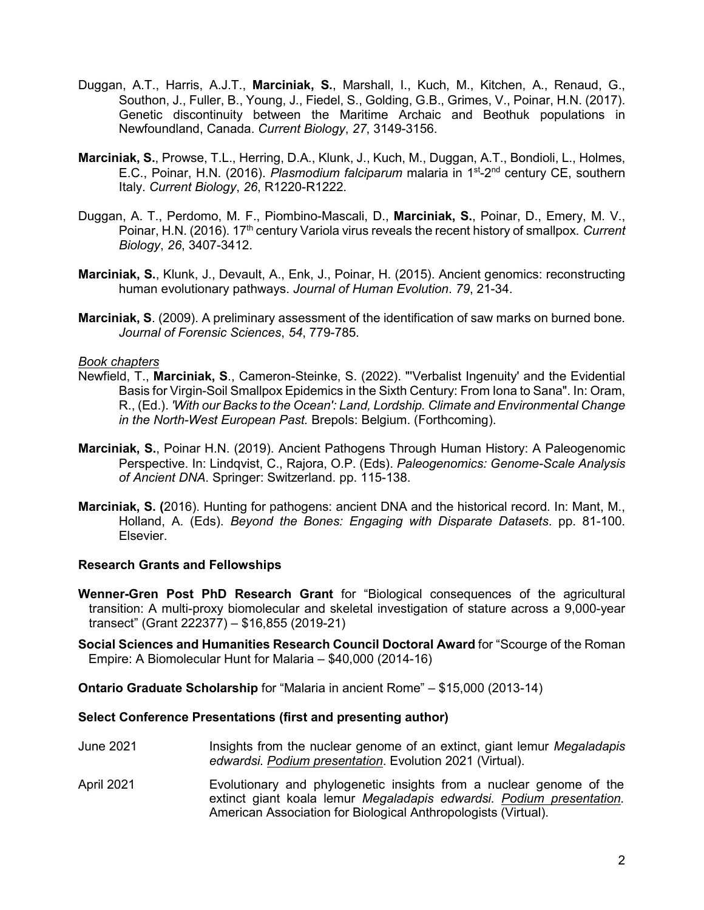Duggan, A.T., Harris, A.J.T., **Marciniak, S.**, Marshall, I., Kuch, M., Kitchen, A., Renaud, G., Southon, J., Fuller, B., Young, J., Fiedel, S., Golding, G.B., Grimes, V., Poinar, H.N. (2017). Genetic discontinuity between the Maritime Archaic and Beothuk populations in Newfoundland, Canada. *Current Biology*, *27*, 3149-3156.

**Marciniak, S.**, Prowse, T.L., Herring, D.A., Klunk, J., Kuch, M., Duggan, A.T., Bondioli, L., Holmes, E.C., Poinar, H.N. (2016). *Plasmodium falciparum* malaria in 1st-2nd century CE, southern Italy. *Current Biology*, *26*, R1220-R1222.

Duggan, A. T., Perdomo, M. F., Piombino-Mascali, D., **Marciniak, S.**, Poinar, D., Emery, M. V., Poinar, H.N. (2016). 17th century Variola virus reveals the recent history of smallpox. *Current Biology*, *26*, 3407-3412.

**Marciniak, S.**, Klunk, J., Devault, A., Enk, J., Poinar, H. (2015). Ancient genomics: reconstructing human evolutionary pathways. *Journal of Human Evolution*. *79*, 21-34.

**Marciniak, S**. (2009). A preliminary assessment of the identification of saw marks on burned bone. *Journal of Forensic Sciences*, *54*, 779-785.

*Book chapters*

Newfield, T., **Marciniak, S**., Cameron-Steinke, S. (2022). "'Verbalist Ingenuity' and the Evidential Basis for Virgin-Soil Smallpox Epidemics in the Sixth Century: From Iona to Sana". In: Oram, R., (Ed.). *'With our Backs to the Ocean': Land, Lordship. Climate and Environmental Change in the North-West European Past.* Brepols: Belgium. (Forthcoming).

**Marciniak, S.**, Poinar H.N. (2019). Ancient Pathogens Through Human History: A Paleogenomic Perspective. In: Lindqvist, C., Rajora, O.P. (Eds). *Paleogenomics: Genome-Scale Analysis of Ancient DNA*. Springer: Switzerland. pp. 115-138.

**Marciniak, S. (**2016). Hunting for pathogens: ancient DNA and the historical record. In: Mant, M., Holland, A. (Eds). *Beyond the Bones: Engaging with Disparate Datasets*. pp. 81-100. Elsevier.

**Research Grants and Fellowships**

**Wenner-Gren Post PhD Research Grant** for "Biological consequences of the agricultural transition: A multi-proxy biomolecular and skeletal investigation of stature across a 9,000-year transect" (Grant 222377) – $16,855 (2019-21)

**Social Sciences and Humanities Research Council Doctoral Award** for "Scourge of the Roman Empire: A Biomolecular Hunt for Malaria – $40,000 (2014-16)

**Ontario Graduate Scholarship** for "Malaria in ancient Rome" – $15,000 (2013-14)

**Select Conference Presentations (first and presenting author)**

June 2021 — Insights from the nuclear genome of an extinct, giant lemur *Megaladapis edwardsi*. Podium presentation. Evolution 2021 (Virtual).

April 2021 — Evolutionary and phylogenetic insights from a nuclear genome of the extinct giant koala lemur *Megaladapis edwardsi*. Podium presentation. American Association for Biological Anthropologists (Virtual).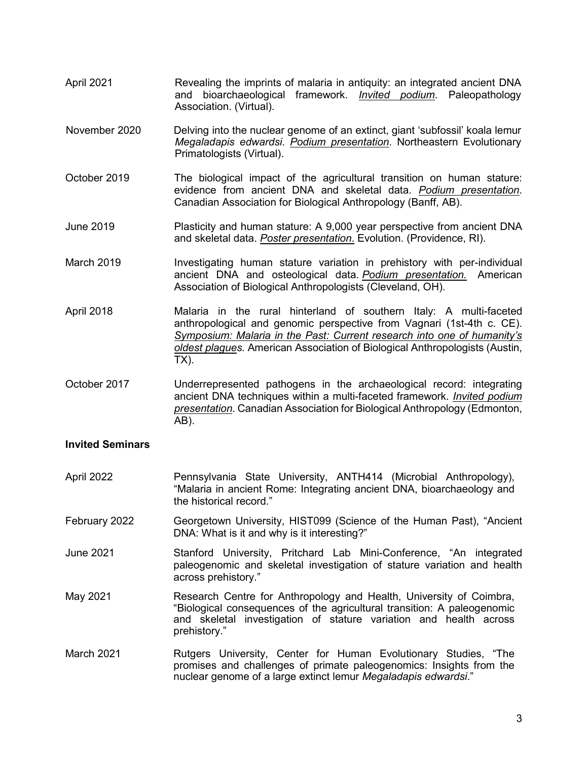April 2021 — Revealing the imprints of malaria in antiquity: an integrated ancient DNA and bioarchaeological framework. ***Invited podium***. Paleopathology Association. (Virtual).

November 2020 — Delving into the nuclear genome of an extinct, giant 'subfossil' koala lemur *Megaladapis edwardsi*. *Podium presentation*. Northeastern Evolutionary Primatologists (Virtual).

October 2019 — The biological impact of the agricultural transition on human stature: evidence from ancient DNA and skeletal data. *Podium presentation*. Canadian Association for Biological Anthropology (Banff, AB).

June 2019 — Plasticity and human stature: A 9,000 year perspective from ancient DNA and skeletal data. *Poster presentation*. Evolution. (Providence, RI).

March 2019 — Investigating human stature variation in prehistory with per-individual ancient DNA and osteological data. *Podium presentation.* American Association of Biological Anthropologists (Cleveland, OH).

April 2018 — Malaria in the rural hinterland of southern Italy: A multi-faceted anthropological and genomic perspective from Vagnari (1st-4th c. CE). *Symposium: Malaria in the Past: Current research into one of humanity's oldest plagues.* American Association of Biological Anthropologists (Austin, TX).

October 2017 — Underrepresented pathogens in the archaeological record: integrating ancient DNA techniques within a multi-faceted framework. *Invited podium presentation*. Canadian Association for Biological Anthropology (Edmonton, AB).

**Invited Seminars**

April 2022 — Pennsylvania State University, ANTH414 (Microbial Anthropology), "Malaria in ancient Rome: Integrating ancient DNA, bioarchaeology and the historical record."

February 2022 — Georgetown University, HIST099 (Science of the Human Past), "Ancient DNA: What is it and why is it interesting?"

June 2021 — Stanford University, Pritchard Lab Mini-Conference, "An integrated paleogenomic and skeletal investigation of stature variation and health across prehistory."

May 2021 — Research Centre for Anthropology and Health, University of Coimbra, "Biological consequences of the agricultural transition: A paleogenomic and skeletal investigation of stature variation and health across prehistory."

March 2021 — Rutgers University, Center for Human Evolutionary Studies, "The promises and challenges of primate paleogenomics: Insights from the nuclear genome of a large extinct lemur *Megaladapis edwardsi*."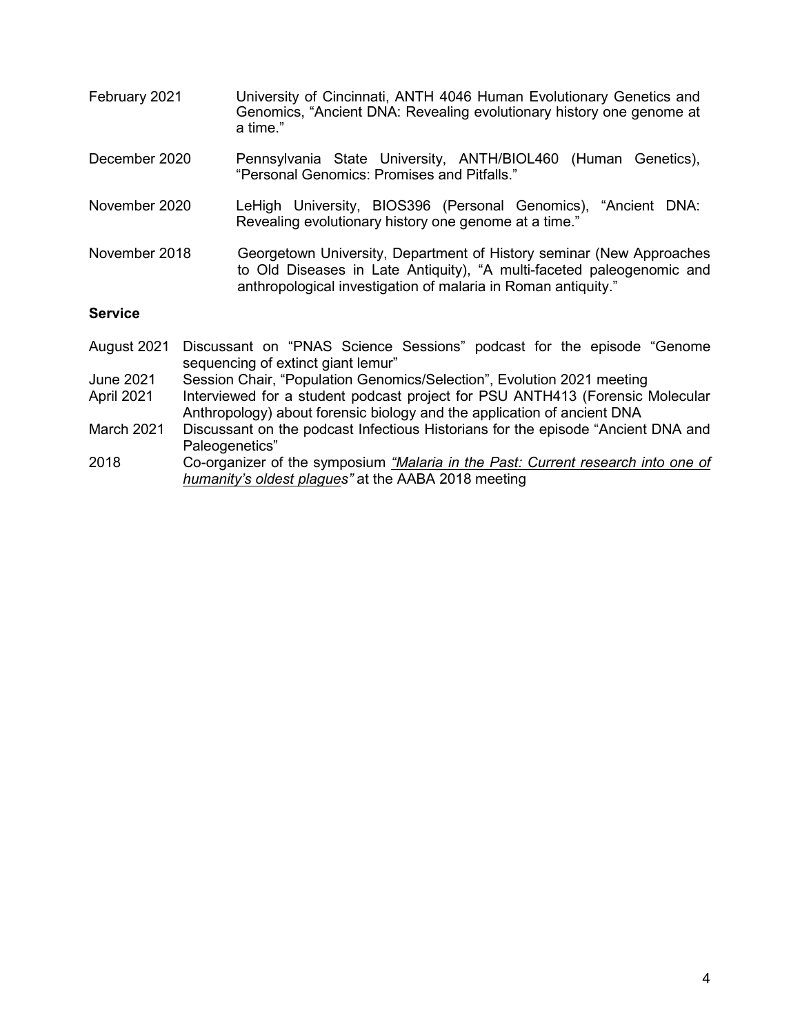February 2021 University of Cincinnati, ANTH 4046 Human Evolutionary Genetics and Genomics, "Ancient DNA: Revealing evolutionary history one genome at a time."

December 2020 Pennsylvania State University, ANTH/BIOL460 (Human Genetics), "Personal Genomics: Promises and Pitfalls."

November 2020 LeHigh University, BIOS396 (Personal Genomics), "Ancient DNA: Revealing evolutionary history one genome at a time."

November 2018 Georgetown University, Department of History seminar (New Approaches to Old Diseases in Late Antiquity), "A multi-faceted paleogenomic and anthropological investigation of malaria in Roman antiquity."

**Service**

August 2021 Discussant on "PNAS Science Sessions" podcast for the episode "Genome sequencing of extinct giant lemur"

June 2021 Session Chair, "Population Genomics/Selection", Evolution 2021 meeting

April 2021 Interviewed for a student podcast project for PSU ANTH413 (Forensic Molecular Anthropology) about forensic biology and the application of ancient DNA

March 2021 Discussant on the podcast Infectious Historians for the episode "Ancient DNA and Paleogenetics"

2018 Co-organizer of the symposium *"Malaria in the Past: Current research into one of humanity's oldest plagues"* at the AABA 2018 meeting